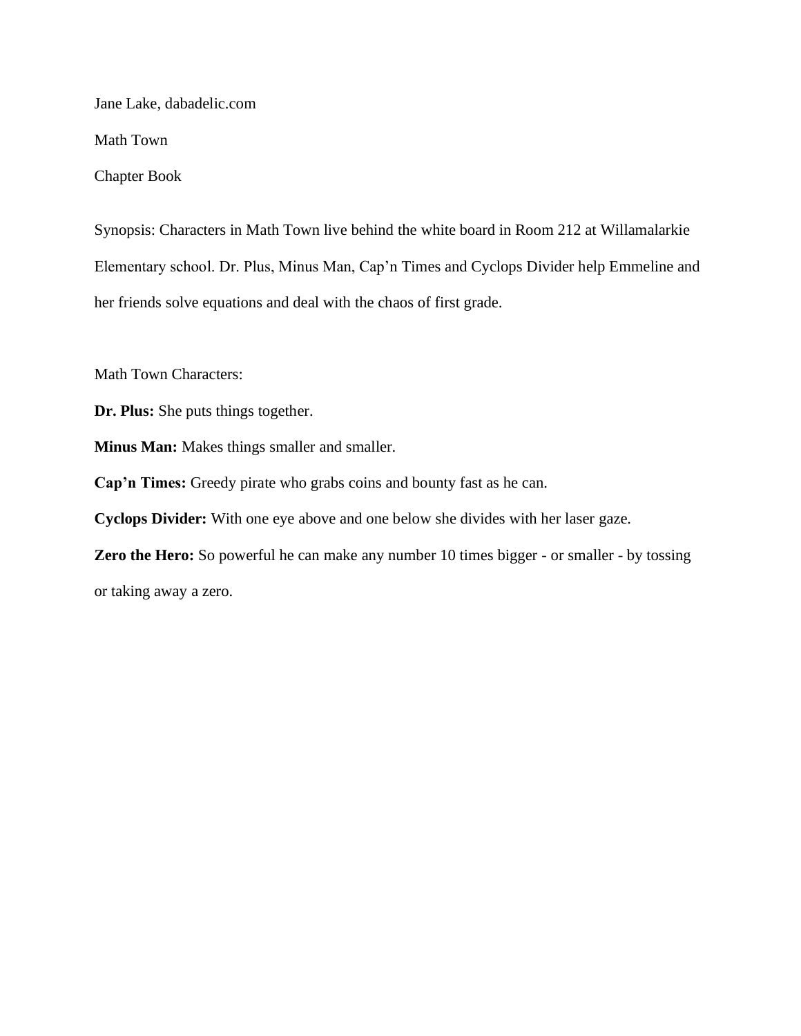Jane Lake, dabadelic.com

Math Town

Chapter Book

Synopsis: Characters in Math Town live behind the white board in Room 212 at Willamalarkie Elementary school. Dr. Plus, Minus Man, Cap'n Times and Cyclops Divider help Emmeline and her friends solve equations and deal with the chaos of first grade.

Math Town Characters:

**Dr. Plus:** She puts things together.

**Minus Man:** Makes things smaller and smaller.

**Cap'n Times:** Greedy pirate who grabs coins and bounty fast as he can.

**Cyclops Divider:** With one eye above and one below she divides with her laser gaze.

**Zero the Hero:** So powerful he can make any number 10 times bigger - or smaller - by tossing or taking away a zero.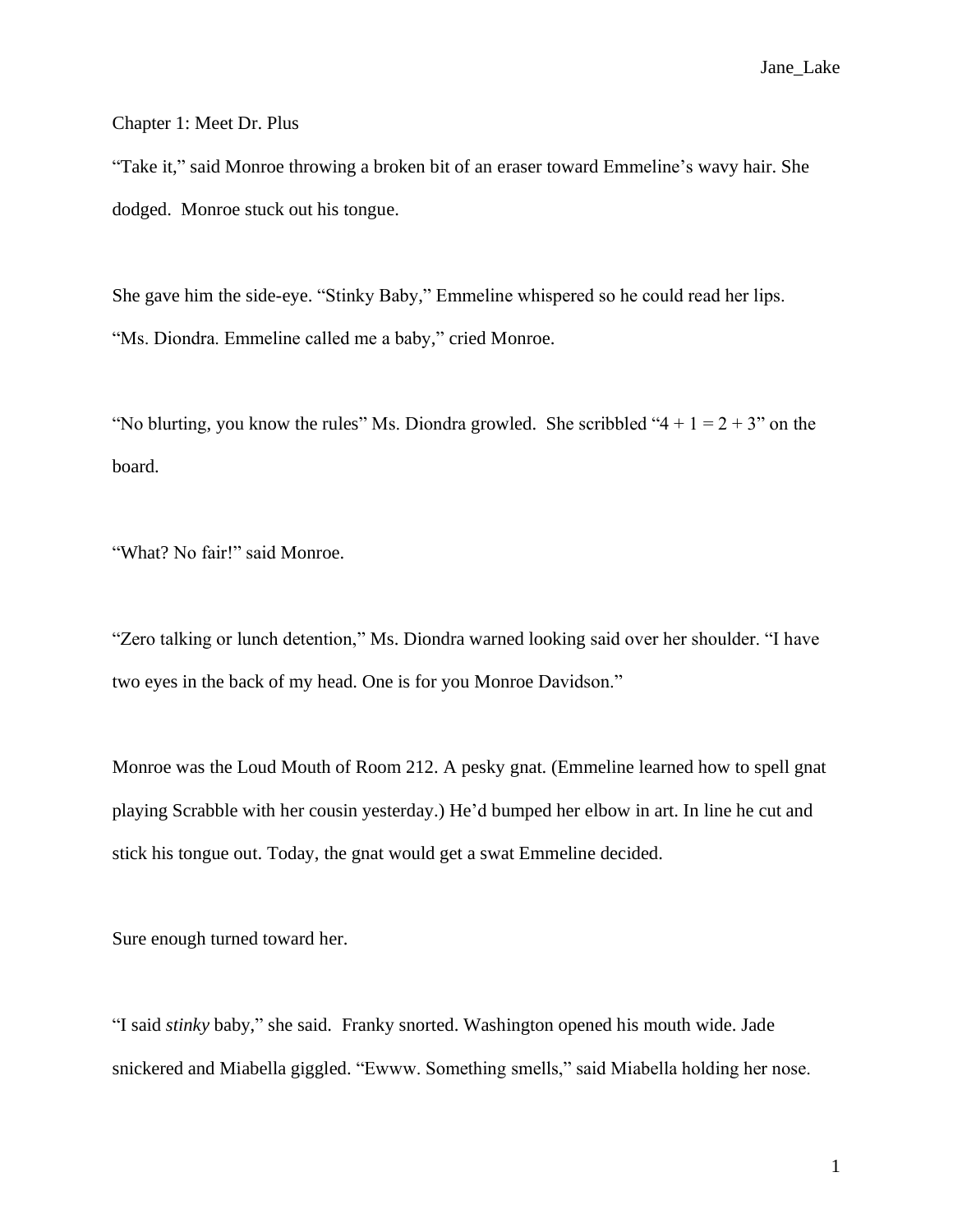Chapter 1: Meet Dr. Plus

“Take it,” said Monroe throwing a broken bit of an eraser toward Emmeline’s wavy hair. She dodged. Monroe stuck out his tongue.

She gave him the side-eye. “Stinky Baby,” Emmeline whispered so he could read her lips.
“Ms. Diondra. Emmeline called me a baby,” cried Monroe.

“No blurting, you know the rules” Ms. Diondra growled. She scribbled “4 + 1 = 2 + 3” on the board.

“What? No fair!” said Monroe.

“Zero talking or lunch detention,” Ms. Diondra warned looking said over her shoulder. “I have two eyes in the back of my head. One is for you Monroe Davidson.”

Monroe was the Loud Mouth of Room 212. A pesky gnat. (Emmeline learned how to spell gnat playing Scrabble with her cousin yesterday.) He’d bumped her elbow in art. In line he cut and stick his tongue out. Today, the gnat would get a swat Emmeline decided.

Sure enough turned toward her.

“I said *stinky* baby,” she said. Franky snorted. Washington opened his mouth wide. Jade snickered and Miabella giggled. “Ewww. Something smells,” said Miabella holding her nose.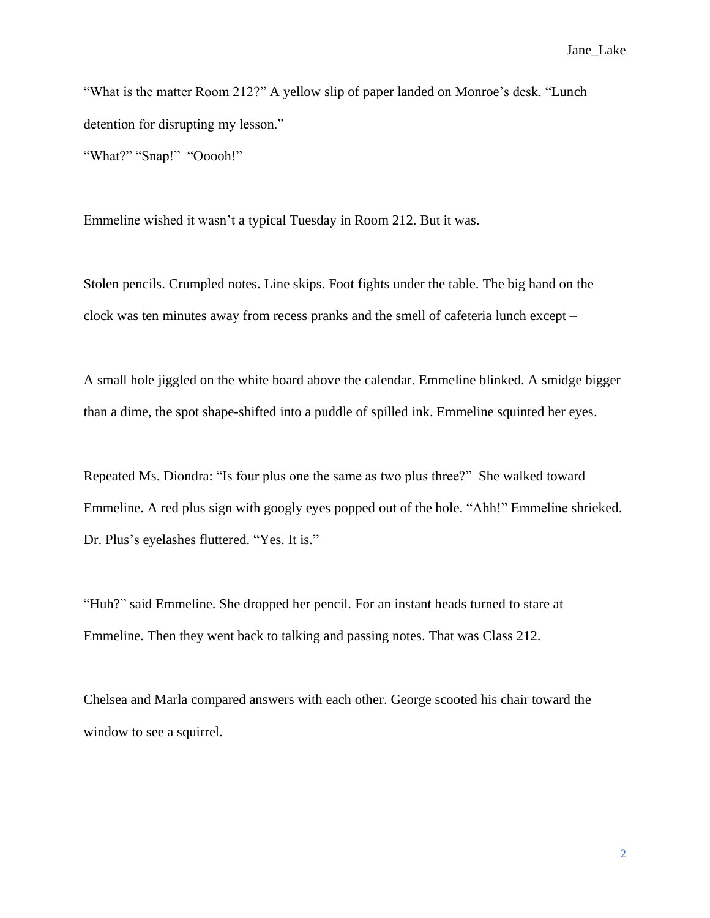"What is the matter Room 212?" A yellow slip of paper landed on Monroe's desk. "Lunch detention for disrupting my lesson."

"What?" "Snap!" "Ooooh!"

Emmeline wished it wasn't a typical Tuesday in Room 212. But it was.

Stolen pencils. Crumpled notes. Line skips. Foot fights under the table. The big hand on the clock was ten minutes away from recess pranks and the smell of cafeteria lunch except –

A small hole jiggled on the white board above the calendar. Emmeline blinked. A smidge bigger than a dime, the spot shape-shifted into a puddle of spilled ink. Emmeline squinted her eyes.

Repeated Ms. Diondra: "Is four plus one the same as two plus three?" She walked toward Emmeline. A red plus sign with googly eyes popped out of the hole. "Ahh!" Emmeline shrieked. Dr. Plus's eyelashes fluttered. "Yes. It is."

"Huh?" said Emmeline. She dropped her pencil. For an instant heads turned to stare at Emmeline. Then they went back to talking and passing notes. That was Class 212.

Chelsea and Marla compared answers with each other. George scooted his chair toward the window to see a squirrel.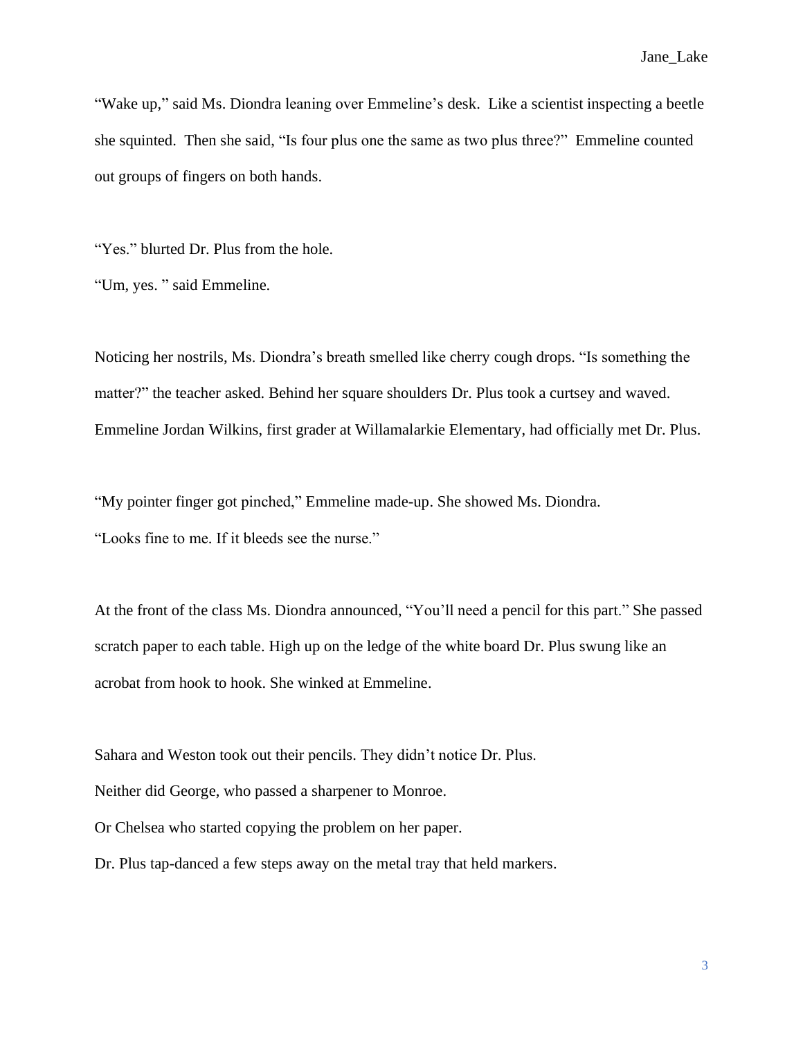“Wake up,” said Ms. Diondra leaning over Emmeline’s desk.  Like a scientist inspecting a beetle she squinted.  Then she said, “Is four plus one the same as two plus three?”  Emmeline counted out groups of fingers on both hands.

“Yes.” blurted Dr. Plus from the hole.

“Um, yes. ” said Emmeline.

Noticing her nostrils, Ms. Diondra’s breath smelled like cherry cough drops. “Is something the matter?” the teacher asked. Behind her square shoulders Dr. Plus took a curtsey and waved. Emmeline Jordan Wilkins, first grader at Willamalarkie Elementary, had officially met Dr. Plus.

“My pointer finger got pinched,” Emmeline made-up. She showed Ms. Diondra.

“Looks fine to me. If it bleeds see the nurse.”

At the front of the class Ms. Diondra announced, “You’ll need a pencil for this part.” She passed scratch paper to each table. High up on the ledge of the white board Dr. Plus swung like an acrobat from hook to hook. She winked at Emmeline.

Sahara and Weston took out their pencils. They didn’t notice Dr. Plus.

Neither did George, who passed a sharpener to Monroe.

Or Chelsea who started copying the problem on her paper.

Dr. Plus tap-danced a few steps away on the metal tray that held markers.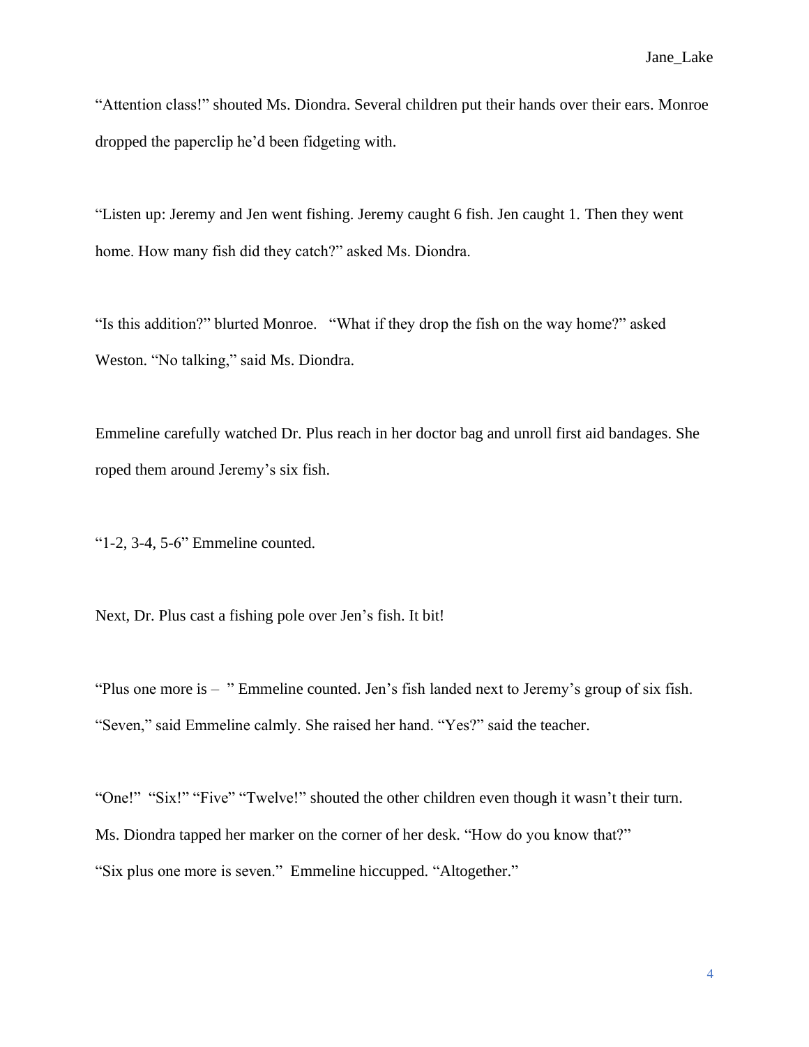“Attention class!” shouted Ms. Diondra. Several children put their hands over their ears. Monroe dropped the paperclip he’d been fidgeting with.

“Listen up: Jeremy and Jen went fishing. Jeremy caught 6 fish. Jen caught 1. Then they went home. How many fish did they catch?” asked Ms. Diondra.

“Is this addition?” blurted Monroe. “What if they drop the fish on the way home?” asked Weston. “No talking,” said Ms. Diondra.

Emmeline carefully watched Dr. Plus reach in her doctor bag and unroll first aid bandages. She roped them around Jeremy’s six fish.

“1-2, 3-4, 5-6” Emmeline counted.

Next, Dr. Plus cast a fishing pole over Jen’s fish. It bit!

“Plus one more is – ” Emmeline counted. Jen’s fish landed next to Jeremy’s group of six fish. “Seven,” said Emmeline calmly. She raised her hand. “Yes?” said the teacher.

“One!” “Six!” “Five” “Twelve!” shouted the other children even though it wasn’t their turn. Ms. Diondra tapped her marker on the corner of her desk. “How do you know that?”
“Six plus one more is seven.” Emmeline hiccupped. “Altogether.”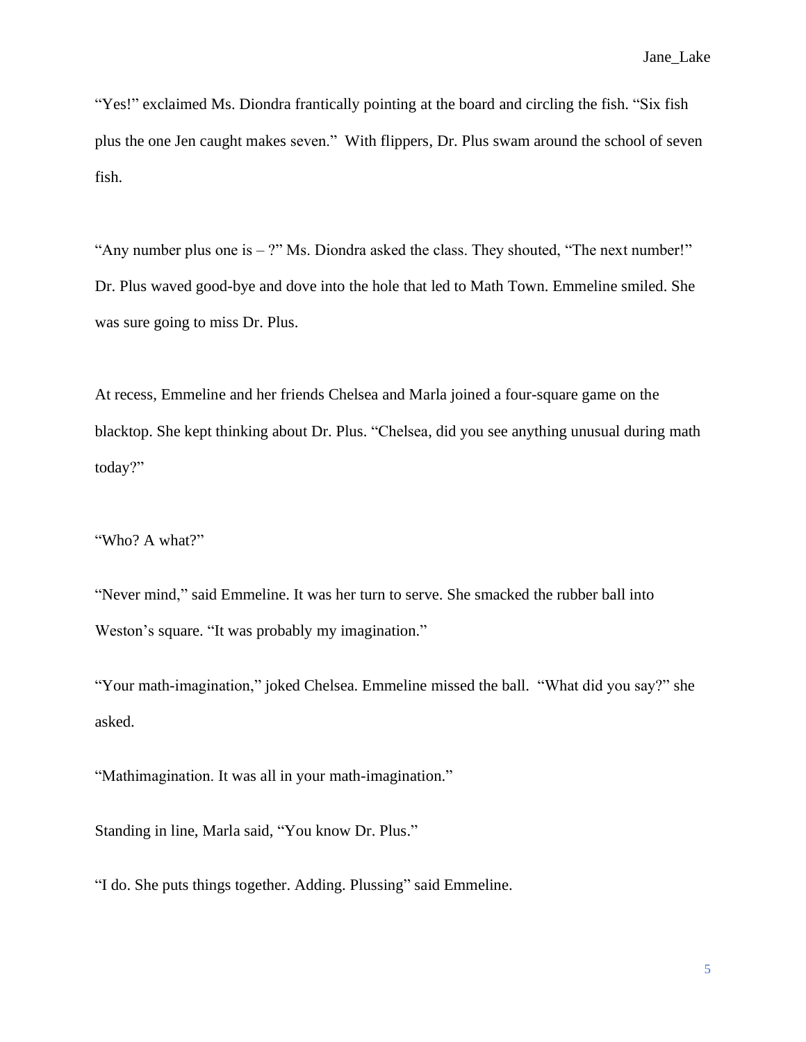"Yes!" exclaimed Ms. Diondra frantically pointing at the board and circling the fish. "Six fish plus the one Jen caught makes seven." With flippers, Dr. Plus swam around the school of seven fish.

"Any number plus one is – ?" Ms. Diondra asked the class. They shouted, "The next number!" Dr. Plus waved good-bye and dove into the hole that led to Math Town. Emmeline smiled. She was sure going to miss Dr. Plus.

At recess, Emmeline and her friends Chelsea and Marla joined a four-square game on the blacktop. She kept thinking about Dr. Plus. "Chelsea, did you see anything unusual during math today?"

"Who? A what?"

"Never mind," said Emmeline. It was her turn to serve. She smacked the rubber ball into Weston's square. "It was probably my imagination."

"Your math-imagination," joked Chelsea. Emmeline missed the ball. "What did you say?" she asked.

"Mathimagination. It was all in your math-imagination."

Standing in line, Marla said, "You know Dr. Plus."

"I do. She puts things together. Adding. Plussing" said Emmeline.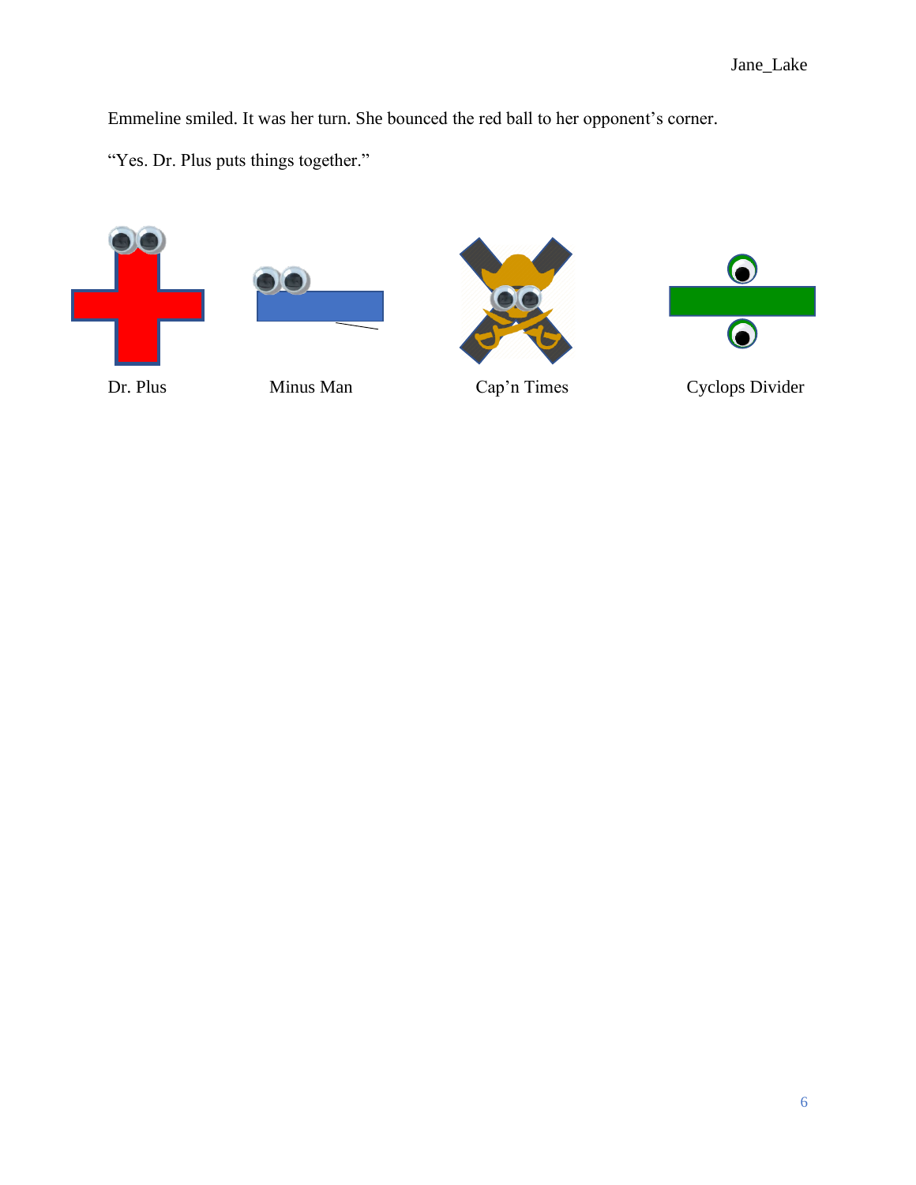Emmeline smiled. It was her turn. She bounced the red ball to her opponent's corner.

"Yes. Dr. Plus puts things together."

Dr. Plus    Minus Man    Cap'n Times    Cyclops Divider